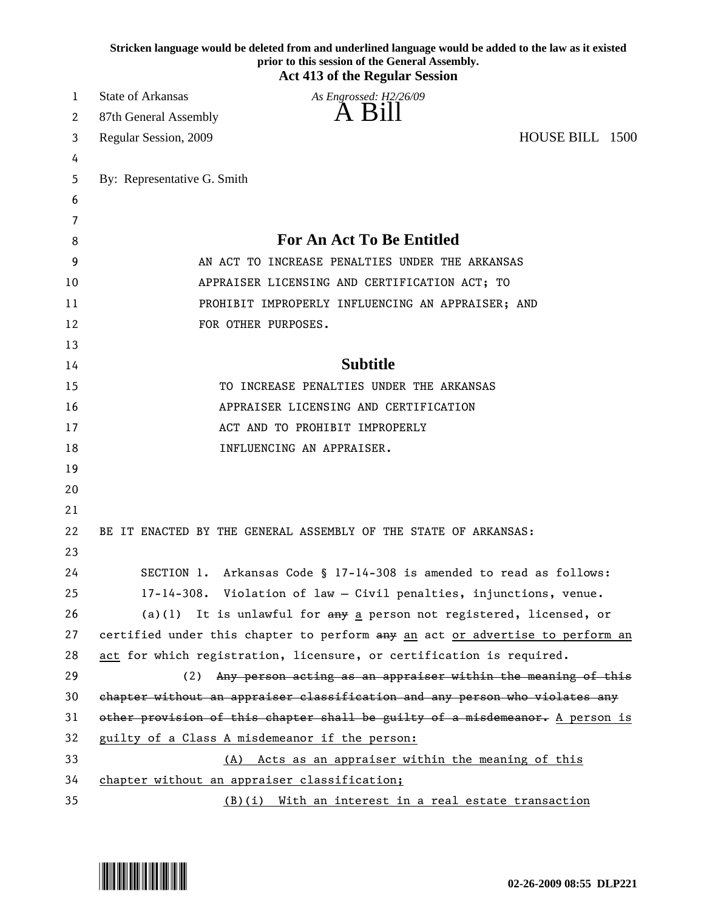**Stricken language would be deleted from and underlined language would be added to the law as it existed prior to this session of the General Assembly.**

**Act 413 of the Regular Session**

State of Arkansas *As Engrossed: H2/26/09*

87th General Assembly A Bill

Regular Session, 2009 HOUSE BILL 1500

By: Representative G. Smith

## For An Act To Be Entitled

AN ACT TO INCREASE PENALTIES UNDER THE ARKANSAS APPRAISER LICENSING AND CERTIFICATION ACT; TO PROHIBIT IMPROPERLY INFLUENCING AN APPRAISER; AND FOR OTHER PURPOSES.

## Subtitle

TO INCREASE PENALTIES UNDER THE ARKANSAS APPRAISER LICENSING AND CERTIFICATION ACT AND TO PROHIBIT IMPROPERLY INFLUENCING AN APPRAISER.

BE IT ENACTED BY THE GENERAL ASSEMBLY OF THE STATE OF ARKANSAS:

SECTION 1. Arkansas Code § 17-14-308 is amended to read as follows:

17-14-308. Violation of law — Civil penalties, injunctions, venue.

(a)(1) It is unlawful for ~~any~~ <u>a</u> person not registered, licensed, or certified under this chapter to perform ~~any~~ <u>an</u> act <u>or advertise to perform an act</u> for which registration, licensure, or certification is required.

(2) ~~Any person acting as an appraiser within the meaning of this chapter without an appraiser classification and any person who violates any other provision of this chapter shall be guilty of a misdemeanor.~~ <u>A person is guilty of a Class A misdemeanor if the person:</u>

<u>(A) Acts as an appraiser within the meaning of this chapter without an appraiser classification;</u>

<u>(B)(i) With an interest in a real estate transaction</u>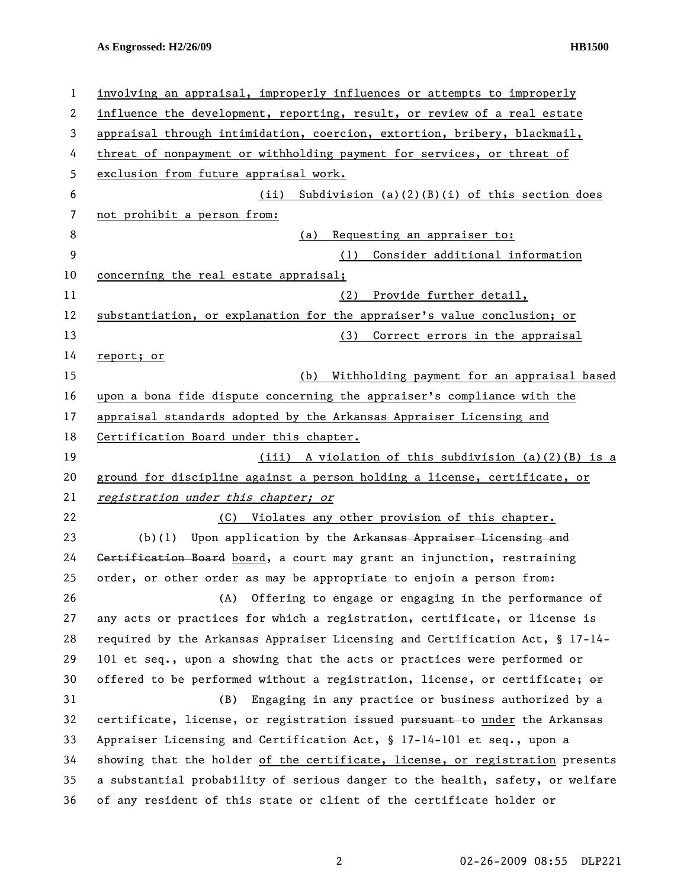involving an appraisal, improperly influences or attempts to improperly influence the development, reporting, result, or review of a real estate appraisal through intimidation, coercion, extortion, bribery, blackmail, threat of nonpayment or withholding payment for services, or threat of exclusion from future appraisal work.

(ii) Subdivision (a)(2)(B)(i) of this section does not prohibit a person from:

(a) Requesting an appraiser to:

(1) Consider additional information concerning the real estate appraisal;

(2) Provide further detail, substantiation, or explanation for the appraiser's value conclusion; or

(3) Correct errors in the appraisal report; or

(b) Withholding payment for an appraisal based upon a bona fide dispute concerning the appraiser's compliance with the appraisal standards adopted by the Arkansas Appraiser Licensing and Certification Board under this chapter.

(iii) A violation of this subdivision (a)(2)(B) is a ground for discipline against a person holding a license, certificate, or *registration under this chapter; or*

(C) Violates any other provision of this chapter.

(b)(1) Upon application by the ~~Arkansas Appraiser Licensing and Certification Board~~ board, a court may grant an injunction, restraining order, or other order as may be appropriate to enjoin a person from:

(A) Offering to engage or engaging in the performance of any acts or practices for which a registration, certificate, or license is required by the Arkansas Appraiser Licensing and Certification Act, § 17-14-101 et seq., upon a showing that the acts or practices were performed or offered to be performed without a registration, license, or certificate; ~~or~~

(B) Engaging in any practice or business authorized by a certificate, license, or registration issued ~~pursuant to~~ under the Arkansas Appraiser Licensing and Certification Act, § 17-14-101 et seq., upon a showing that the holder of the certificate, license, or registration presents a substantial probability of serious danger to the health, safety, or welfare of any resident of this state or client of the certificate holder or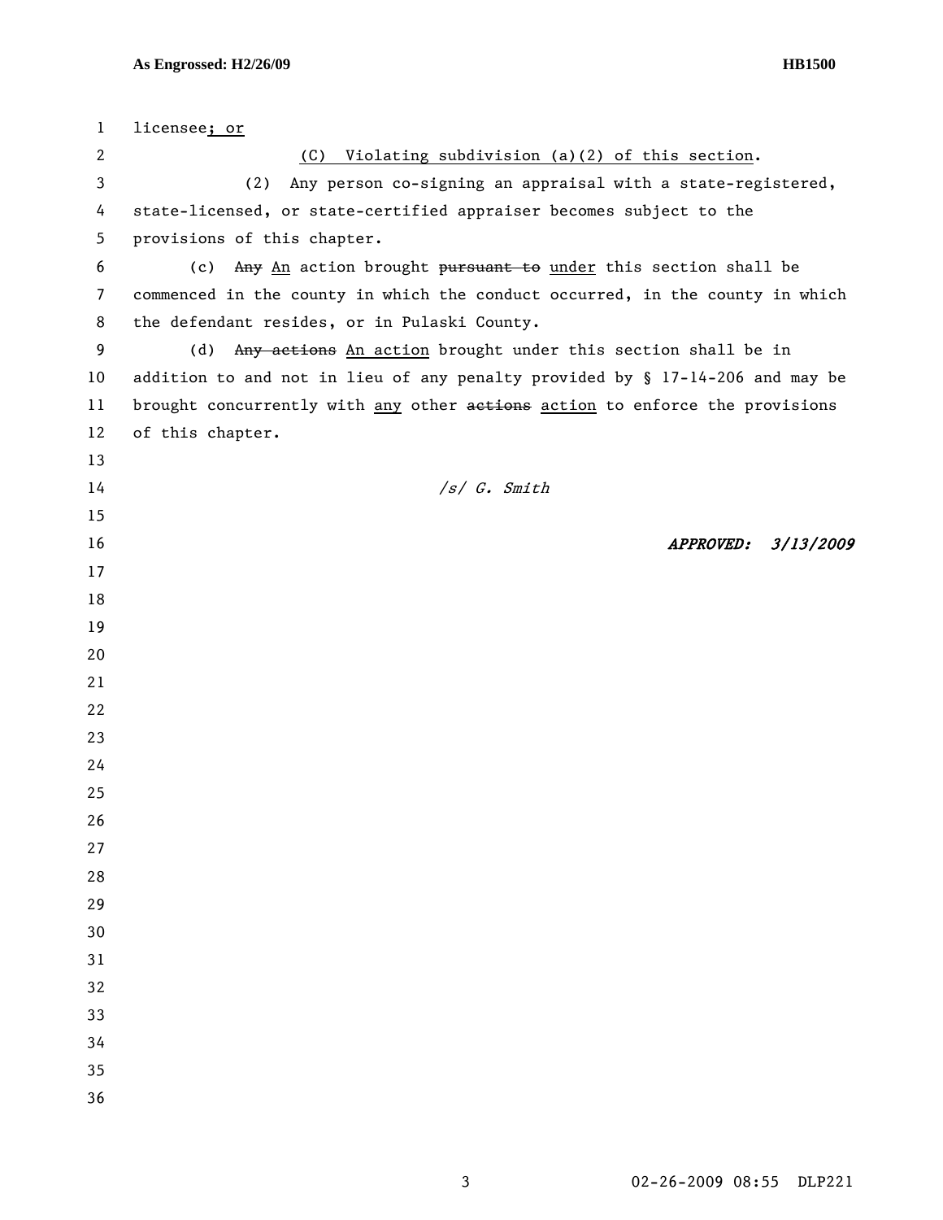licensee; or

(C) Violating subdivision (a)(2) of this section.

(2) Any person co-signing an appraisal with a state-registered, state-licensed, or state-certified appraiser becomes subject to the provisions of this chapter.

(c) ~~Any~~ An action brought ~~pursuant to~~ under this section shall be commenced in the county in which the conduct occurred, in the county in which the defendant resides, or in Pulaski County.

(d) ~~Any actions~~ An action brought under this section shall be in addition to and not in lieu of any penalty provided by § 17-14-206 and may be brought concurrently with any other ~~actions~~ action to enforce the provisions of this chapter.

*/s/ G. Smith*

***APPROVED: 3/13/2009***